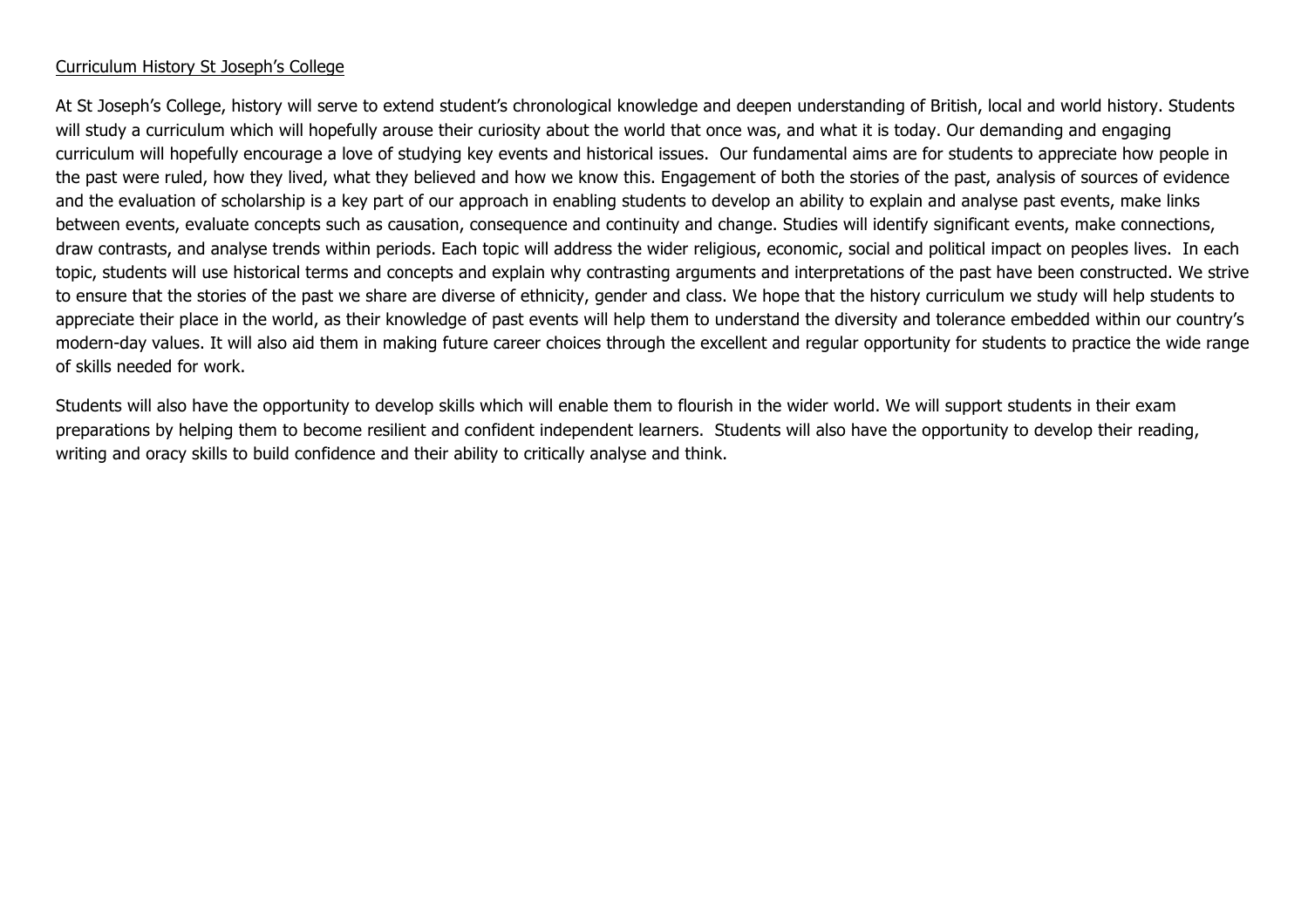<u>Curriculum History St Joseph's College</u>

At St Joseph's College, history will serve to extend student's chronological knowledge and deepen understanding of British, local and world history. Students will study a curriculum which will hopefully arouse their curiosity about the world that once was, and what it is today. Our demanding and engaging curriculum will hopefully encourage a love of studying key events and historical issues. Our fundamental aims are for students to appreciate how people in the past were ruled, how they lived, what they believed and how we know this. Engagement of both the stories of the past, analysis of sources of evidence and the evaluation of scholarship is a key part of our approach in enabling students to develop an ability to explain and analyse past events, make links between events, evaluate concepts such as causation, consequence and continuity and change. Studies will identify significant events, make connections, draw contrasts, and analyse trends within periods. Each topic will address the wider religious, economic, social and political impact on peoples lives. In each topic, students will use historical terms and concepts and explain why contrasting arguments and interpretations of the past have been constructed. We strive to ensure that the stories of the past we share are diverse of ethnicity, gender and class. We hope that the history curriculum we study will help students to appreciate their place in the world, as their knowledge of past events will help them to understand the diversity and tolerance embedded within our country's modern-day values. It will also aid them in making future career choices through the excellent and regular opportunity for students to practice the wide range of skills needed for work.

Students will also have the opportunity to develop skills which will enable them to flourish in the wider world. We will support students in their exam preparations by helping them to become resilient and confident independent learners. Students will also have the opportunity to develop their reading, writing and oracy skills to build confidence and their ability to critically analyse and think.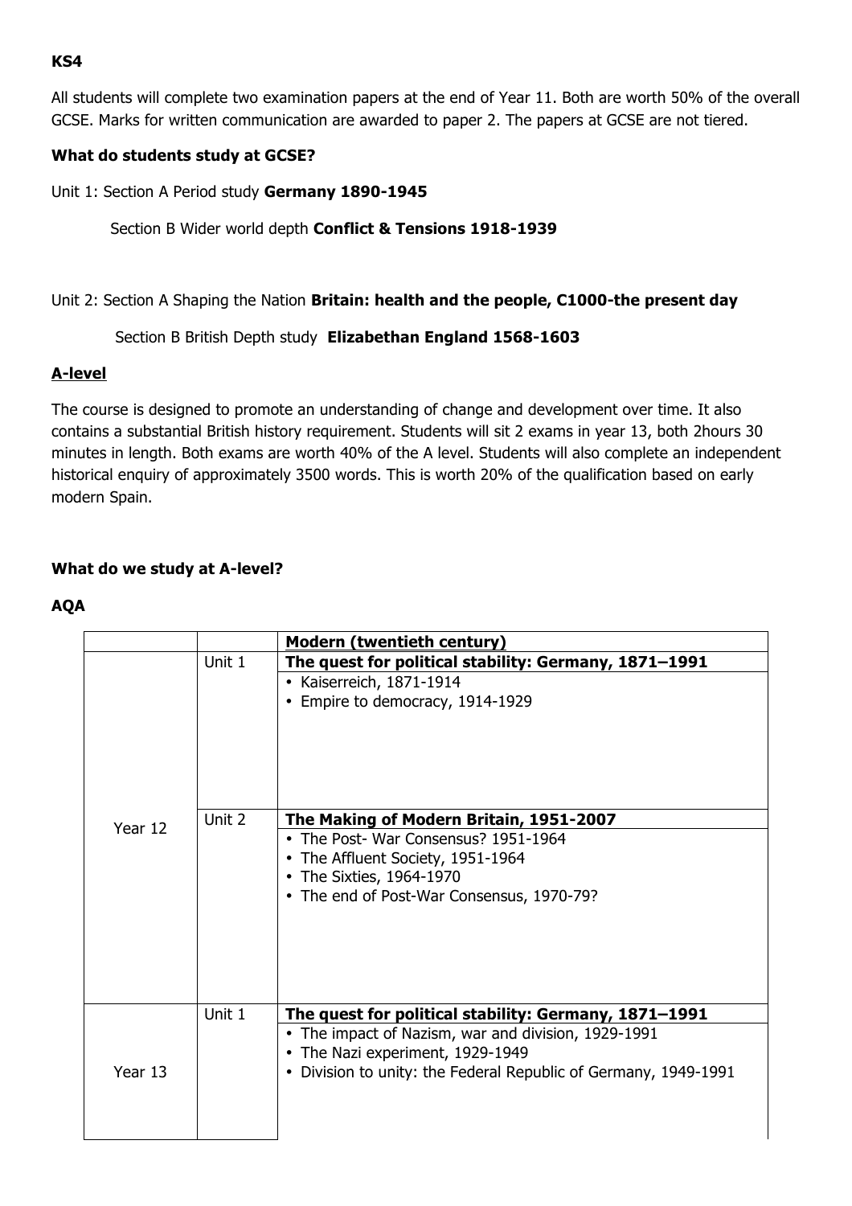**KS4**

All students will complete two examination papers at the end of Year 11. Both are worth 50% of the overall GCSE. Marks for written communication are awarded to paper 2. The papers at GCSE are not tiered.

**What do students study at GCSE?**

Unit 1: Section A Period study **Germany 1890-1945**

Section B Wider world depth **Conflict & Tensions 1918-1939**

Unit 2: Section A Shaping the Nation **Britain: health and the people, C1000-the present day**

Section B British Depth study **Elizabethan England 1568-1603**

## A-level

The course is designed to promote an understanding of change and development over time. It also contains a substantial British history requirement. Students will sit 2 exams in year 13, both 2hours 30 minutes in length. Both exams are worth 40% of the A level. Students will also complete an independent historical enquiry of approximately 3500 words. This is worth 20% of the qualification based on early modern Spain.

**What do we study at A-level?**

**AQA**

| | | **Modern (twentieth century)** |
|---|---|---|
| Year 12 | Unit 1 | **The quest for political stability: Germany, 1871–1991**<br>• Kaiserreich, 1871-1914<br>• Empire to democracy, 1914-1929 |
| | Unit 2 | **The Making of Modern Britain, 1951-2007**<br>• The Post- War Consensus? 1951-1964<br>• The Affluent Society, 1951-1964<br>• The Sixties, 1964-1970<br>• The end of Post-War Consensus, 1970-79? |
| Year 13 | Unit 1 | **The quest for political stability: Germany, 1871–1991**<br>• The impact of Nazism, war and division, 1929-1991<br>• The Nazi experiment, 1929-1949<br>• Division to unity: the Federal Republic of Germany, 1949-1991 |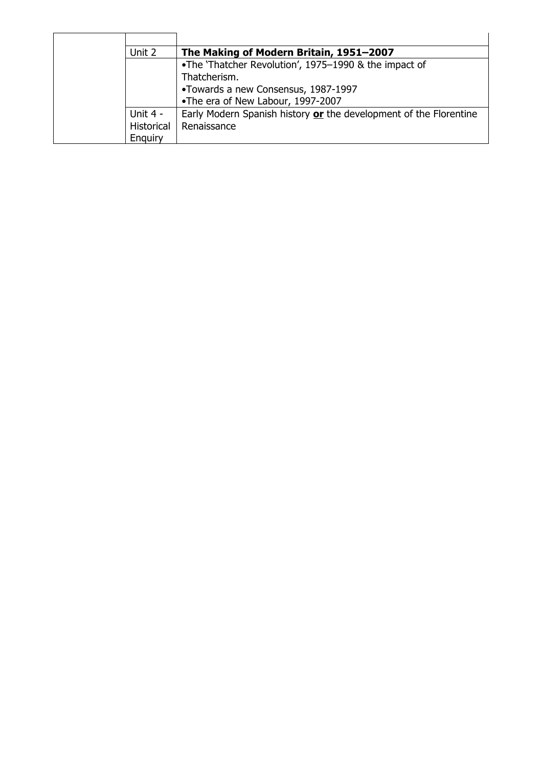| | | |
|---|---|---|
| | | |
| | Unit 2 | **The Making of Modern Britain, 1951–2007** |
| | | •The 'Thatcher Revolution', 1975–1990 & the impact of Thatcherism.<br>•Towards a new Consensus, 1987-1997<br>•The era of New Labour, 1997-2007 |
| | Unit 4 - Historical Enquiry | Early Modern Spanish history **<u>or</u>** the development of the Florentine Renaissance |